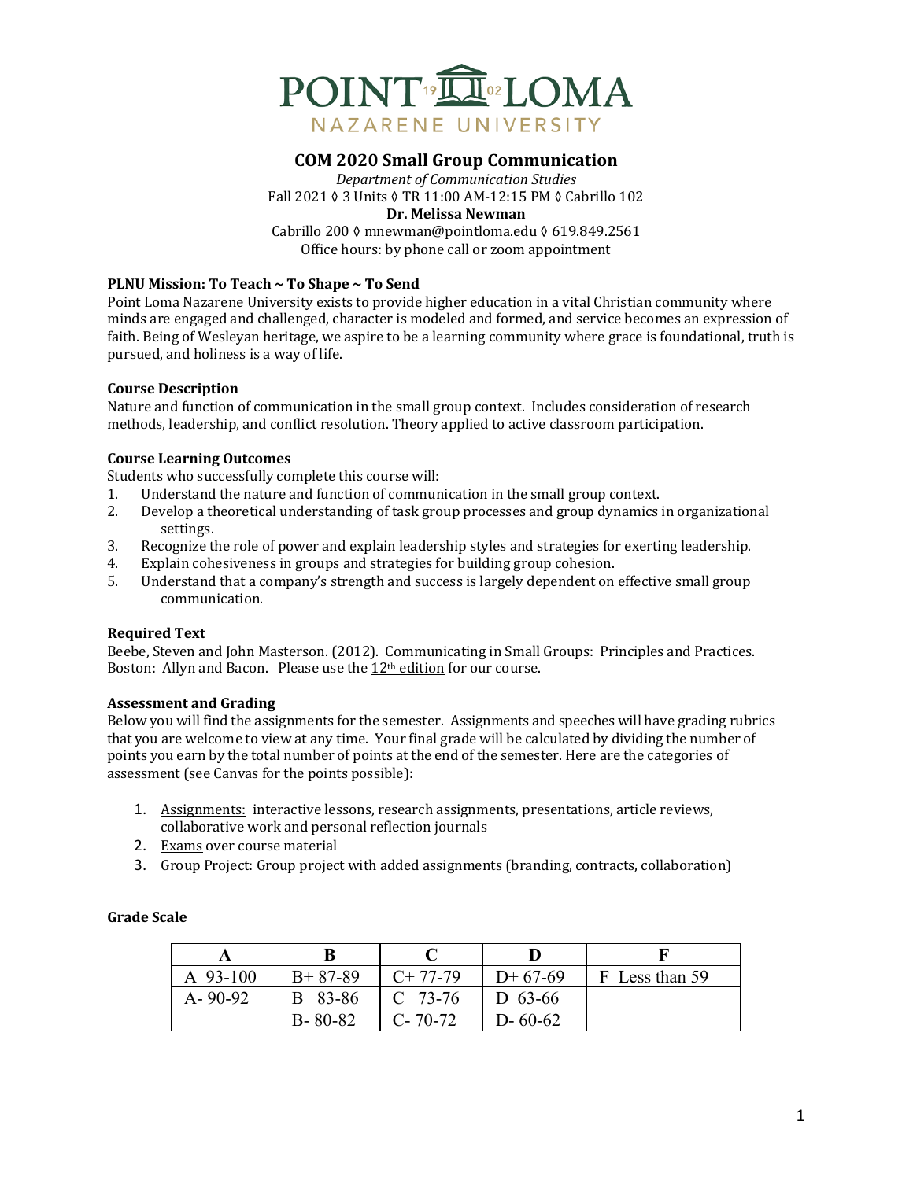# COM 2020 Small Group Communication

*Department of Communication Studies*
Fall 2021 ◊ 3 Units ◊ TR 11:00 AM-12:15 PM ◊ Cabrillo 102
**Dr. Melissa Newman**
Cabrillo 200 ◊ mnewman@pointloma.edu ◊ 619.849.2561
Office hours: by phone call or zoom appointment

**PLNU Mission: To Teach ~ To Shape ~ To Send**
Point Loma Nazarene University exists to provide higher education in a vital Christian community where minds are engaged and challenged, character is modeled and formed, and service becomes an expression of faith. Being of Wesleyan heritage, we aspire to be a learning community where grace is foundational, truth is pursued, and holiness is a way of life.

**Course Description**
Nature and function of communication in the small group context. Includes consideration of research methods, leadership, and conflict resolution. Theory applied to active classroom participation.

**Course Learning Outcomes**
Students who successfully complete this course will:

1. Understand the nature and function of communication in the small group context.
2. Develop a theoretical understanding of task group processes and group dynamics in organizational settings.
3. Recognize the role of power and explain leadership styles and strategies for exerting leadership.
4. Explain cohesiveness in groups and strategies for building group cohesion.
5. Understand that a company's strength and success is largely dependent on effective small group communication.

**Required Text**
Beebe, Steven and John Masterson. (2012). Communicating in Small Groups: Principles and Practices. Boston: Allyn and Bacon. Please use the <u>12th edition</u> for our course.

**Assessment and Grading**
Below you will find the assignments for the semester. Assignments and speeches will have grading rubrics that you are welcome to view at any time. Your final grade will be calculated by dividing the number of points you earn by the total number of points at the end of the semester. Here are the categories of assessment (see Canvas for the points possible):

1. <u>Assignments:</u> interactive lessons, research assignments, presentations, article reviews, collaborative work and personal reflection journals
2. <u>Exams</u> over course material
3. <u>Group Project:</u> Group project with added assignments (branding, contracts, collaboration)

**Grade Scale**

| A | B | C | D | F |
|---|---|---|---|---|
| A 93-100 | B+ 87-89 | C+ 77-79 | D+ 67-69 | F Less than 59 |
| A- 90-92 | B 83-86 | C 73-76 | D 63-66 | |
| | B- 80-82 | C- 70-72 | D- 60-62 | |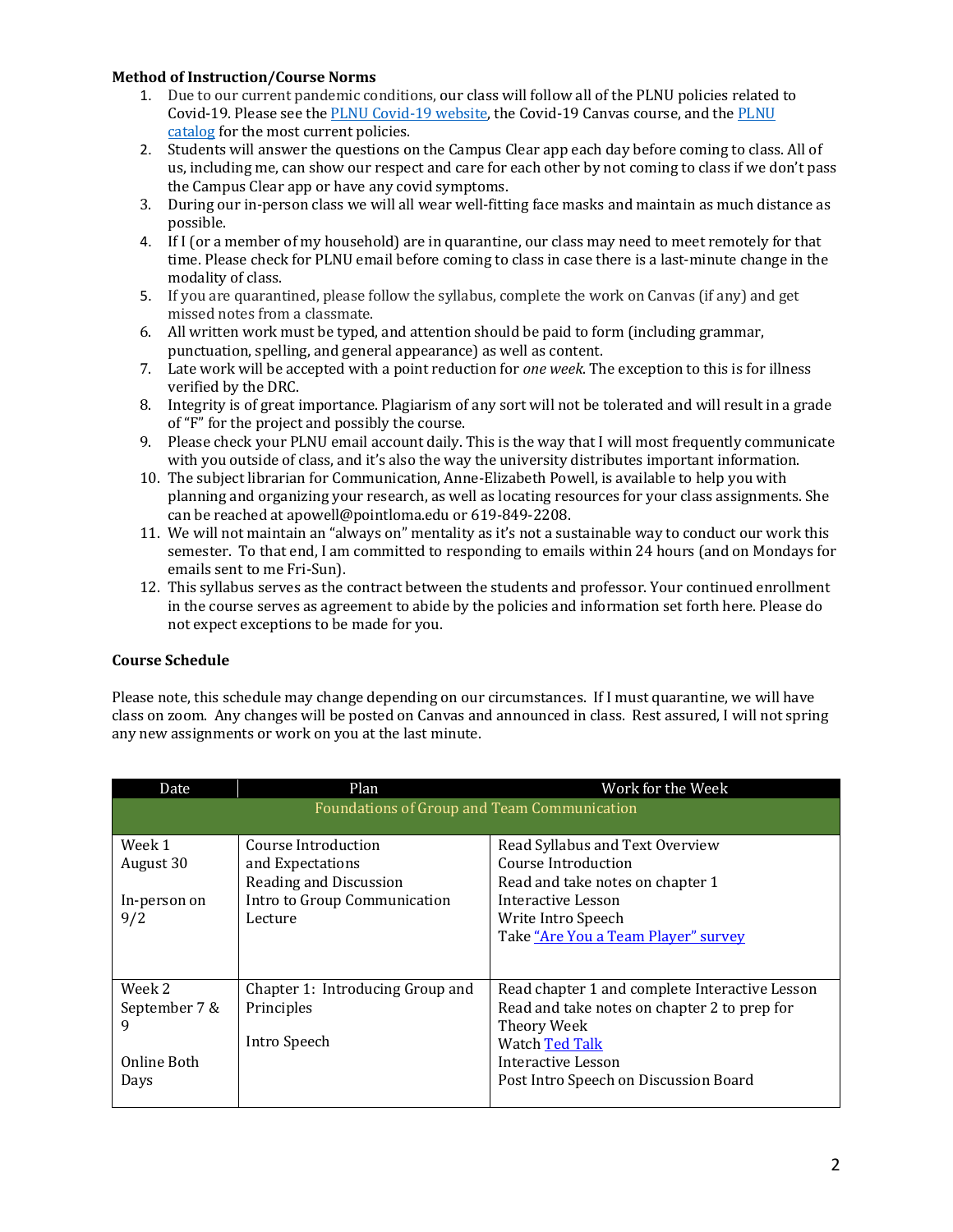**Method of Instruction/Course Norms**

1. Due to our current pandemic conditions, our class will follow all of the PLNU policies related to Covid-19. Please see the PLNU Covid-19 website, the Covid-19 Canvas course, and the PLNU catalog for the most current policies.
2. Students will answer the questions on the Campus Clear app each day before coming to class. All of us, including me, can show our respect and care for each other by not coming to class if we don't pass the Campus Clear app or have any covid symptoms.
3. During our in-person class we will all wear well-fitting face masks and maintain as much distance as possible.
4. If I (or a member of my household) are in quarantine, our class may need to meet remotely for that time. Please check for PLNU email before coming to class in case there is a last-minute change in the modality of class.
5. If you are quarantined, please follow the syllabus, complete the work on Canvas (if any) and get missed notes from a classmate.
6. All written work must be typed, and attention should be paid to form (including grammar, punctuation, spelling, and general appearance) as well as content.
7. Late work will be accepted with a point reduction for *one week*. The exception to this is for illness verified by the DRC.
8. Integrity is of great importance. Plagiarism of any sort will not be tolerated and will result in a grade of "F" for the project and possibly the course.
9. Please check your PLNU email account daily. This is the way that I will most frequently communicate with you outside of class, and it's also the way the university distributes important information.
10. The subject librarian for Communication, Anne-Elizabeth Powell, is available to help you with planning and organizing your research, as well as locating resources for your class assignments. She can be reached at apowell@pointloma.edu or 619-849-2208.
11. We will not maintain an "always on" mentality as it's not a sustainable way to conduct our work this semester. To that end, I am committed to responding to emails within 24 hours (and on Mondays for emails sent to me Fri-Sun).
12. This syllabus serves as the contract between the students and professor. Your continued enrollment in the course serves as agreement to abide by the policies and information set forth here. Please do not expect exceptions to be made for you.

**Course Schedule**

Please note, this schedule may change depending on our circumstances. If I must quarantine, we will have class on zoom. Any changes will be posted on Canvas and announced in class. Rest assured, I will not spring any new assignments or work on you at the last minute.

| Date | Plan | Work for the Week |
| --- | --- | --- |
| Foundations of Group and Team Communication | | |
| Week 1<br>August 30<br><br>In-person on 9/2 | Course Introduction and Expectations<br>Reading and Discussion<br>Intro to Group Communication Lecture | Read Syllabus and Text Overview<br>Course Introduction<br>Read and take notes on chapter 1<br>Interactive Lesson<br>Write Intro Speech<br>Take "Are You a Team Player" survey |
| Week 2<br>September 7 & 9<br><br>Online Both Days | Chapter 1: Introducing Group and Principles<br><br>Intro Speech | Read chapter 1 and complete Interactive Lesson<br>Read and take notes on chapter 2 to prep for Theory Week<br>Watch Ted Talk<br>Interactive Lesson<br>Post Intro Speech on Discussion Board |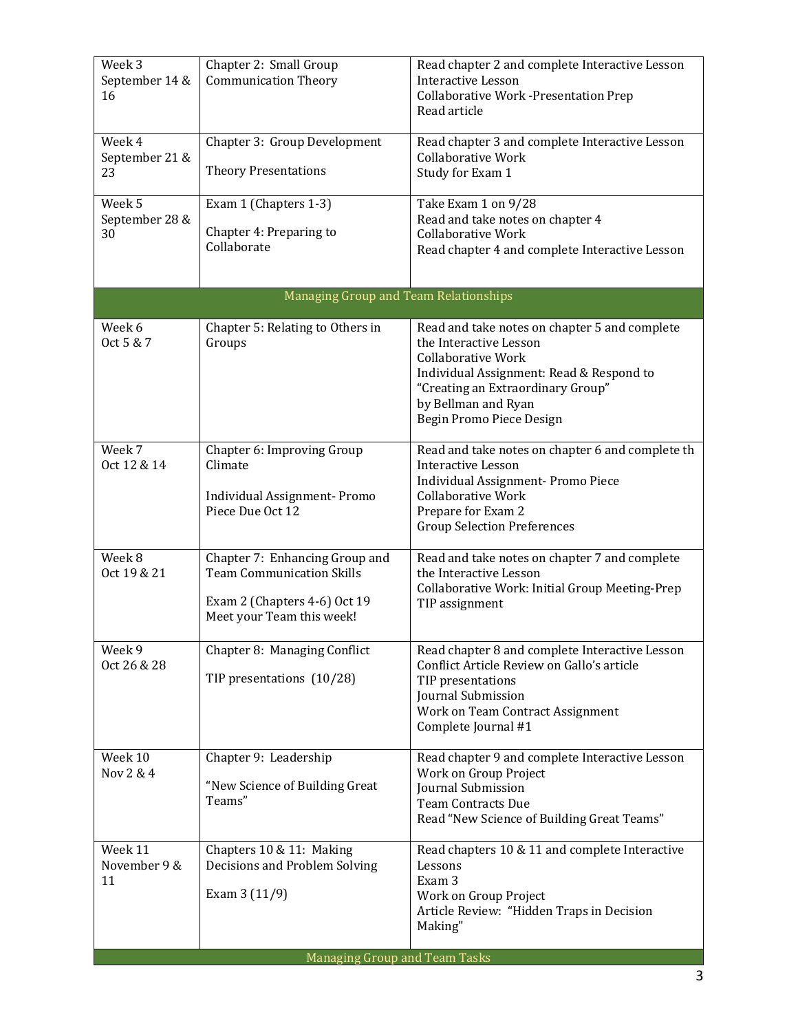| | | |
|---|---|---|
| Week 3<br>September 14 & 16 | Chapter 2: Small Group Communication Theory | Read chapter 2 and complete Interactive Lesson<br>Interactive Lesson<br>Collaborative Work -Presentation Prep<br>Read article |
| Week 4<br>September 21 & 23 | Chapter 3: Group Development<br><br>Theory Presentations | Read chapter 3 and complete Interactive Lesson<br>Collaborative Work<br>Study for Exam 1 |
| Week 5<br>September 28 & 30 | Exam 1 (Chapters 1-3)<br><br>Chapter 4: Preparing to Collaborate | Take Exam 1 on 9/28<br>Read and take notes on chapter 4<br>Collaborative Work<br>Read chapter 4 and complete Interactive Lesson |
| **Managing Group and Team Relationships** | | |
| Week 6<br>Oct 5 & 7 | Chapter 5: Relating to Others in Groups | Read and take notes on chapter 5 and complete the Interactive Lesson<br>Collaborative Work<br>Individual Assignment: Read & Respond to "Creating an Extraordinary Group" by Bellman and Ryan<br>Begin Promo Piece Design |
| Week 7<br>Oct 12 & 14 | Chapter 6: Improving Group Climate<br><br>Individual Assignment- Promo Piece Due Oct 12 | Read and take notes on chapter 6 and complete th Interactive Lesson<br>Individual Assignment- Promo Piece<br>Collaborative Work<br>Prepare for Exam 2<br>Group Selection Preferences |
| Week 8<br>Oct 19 & 21 | Chapter 7: Enhancing Group and Team Communication Skills<br><br>Exam 2 (Chapters 4-6) Oct 19<br>Meet your Team this week! | Read and take notes on chapter 7 and complete the Interactive Lesson<br>Collaborative Work: Initial Group Meeting-Prep<br>TIP assignment |
| Week 9<br>Oct 26 & 28 | Chapter 8: Managing Conflict<br><br>TIP presentations (10/28) | Read chapter 8 and complete Interactive Lesson<br>Conflict Article Review on Gallo's article<br>TIP presentations<br>Journal Submission<br>Work on Team Contract Assignment<br>Complete Journal #1 |
| Week 10<br>Nov 2 & 4 | Chapter 9: Leadership<br><br>"New Science of Building Great Teams" | Read chapter 9 and complete Interactive Lesson<br>Work on Group Project<br>Journal Submission<br>Team Contracts Due<br>Read "New Science of Building Great Teams" |
| Week 11<br>November 9 & 11 | Chapters 10 & 11: Making Decisions and Problem Solving<br><br>Exam 3 (11/9) | Read chapters 10 & 11 and complete Interactive Lessons<br>Exam 3<br>Work on Group Project<br>Article Review: "Hidden Traps in Decision Making" |
| **Managing Group and Team Tasks** | | |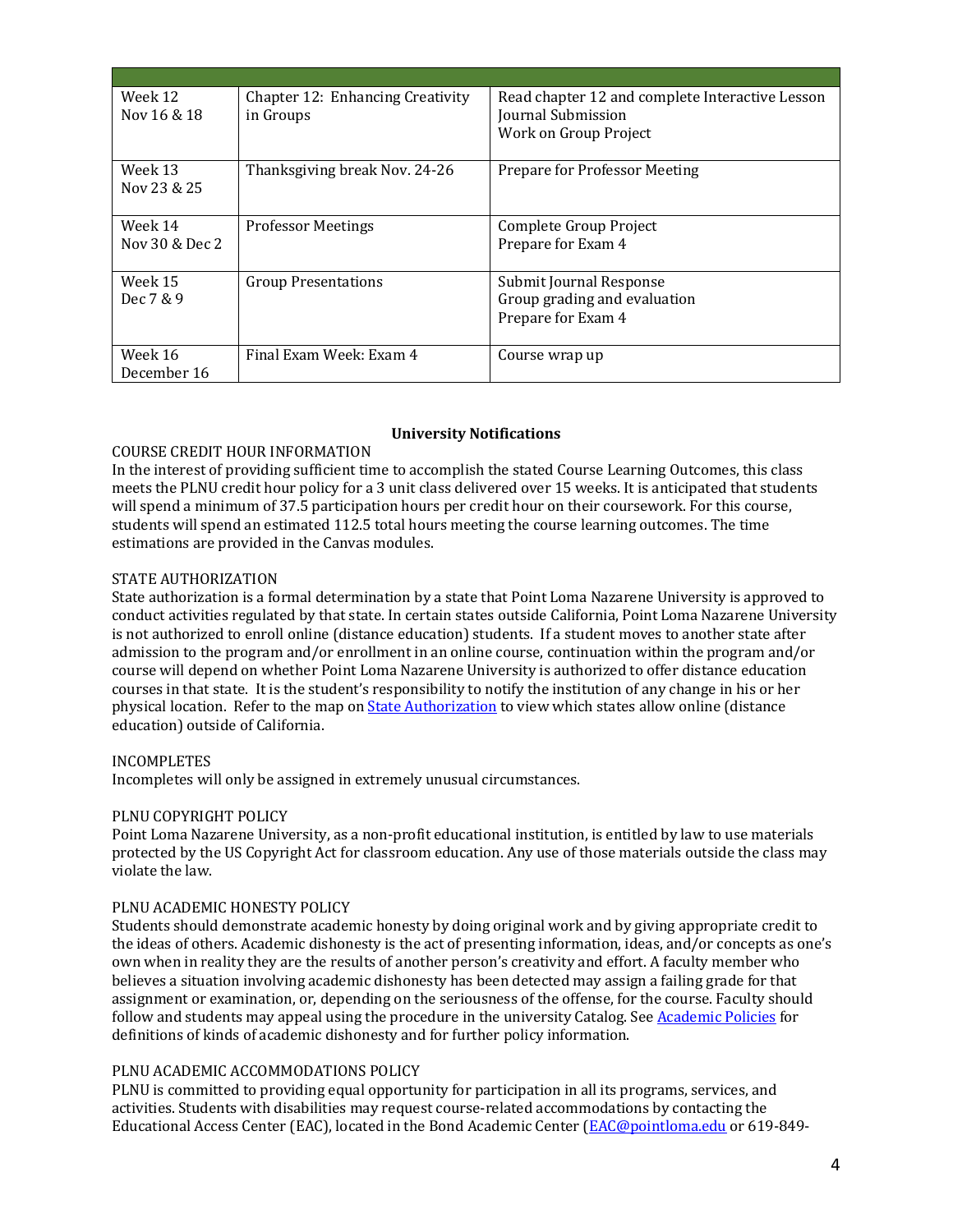| | | |
|---|---|---|
| Week 12<br>Nov 16 & 18 | Chapter 12: Enhancing Creativity in Groups | Read chapter 12 and complete Interactive Lesson<br>Journal Submission<br>Work on Group Project |
| Week 13<br>Nov 23 & 25 | Thanksgiving break Nov. 24-26 | Prepare for Professor Meeting |
| Week 14<br>Nov 30 & Dec 2 | Professor Meetings | Complete Group Project<br>Prepare for Exam 4 |
| Week 15<br>Dec 7 & 9 | Group Presentations | Submit Journal Response<br>Group grading and evaluation<br>Prepare for Exam 4 |
| Week 16<br>December 16 | Final Exam Week: Exam 4 | Course wrap up |

## University Notifications

COURSE CREDIT HOUR INFORMATION

In the interest of providing sufficient time to accomplish the stated Course Learning Outcomes, this class meets the PLNU credit hour policy for a 3 unit class delivered over 15 weeks. It is anticipated that students will spend a minimum of 37.5 participation hours per credit hour on their coursework. For this course, students will spend an estimated 112.5 total hours meeting the course learning outcomes. The time estimations are provided in the Canvas modules.

STATE AUTHORIZATION

State authorization is a formal determination by a state that Point Loma Nazarene University is approved to conduct activities regulated by that state. In certain states outside California, Point Loma Nazarene University is not authorized to enroll online (distance education) students. If a student moves to another state after admission to the program and/or enrollment in an online course, continuation within the program and/or course will depend on whether Point Loma Nazarene University is authorized to offer distance education courses in that state. It is the student's responsibility to notify the institution of any change in his or her physical location. Refer to the map on State Authorization to view which states allow online (distance education) outside of California.

INCOMPLETES

Incompletes will only be assigned in extremely unusual circumstances.

PLNU COPYRIGHT POLICY

Point Loma Nazarene University, as a non-profit educational institution, is entitled by law to use materials protected by the US Copyright Act for classroom education. Any use of those materials outside the class may violate the law.

PLNU ACADEMIC HONESTY POLICY

Students should demonstrate academic honesty by doing original work and by giving appropriate credit to the ideas of others. Academic dishonesty is the act of presenting information, ideas, and/or concepts as one's own when in reality they are the results of another person's creativity and effort. A faculty member who believes a situation involving academic dishonesty has been detected may assign a failing grade for that assignment or examination, or, depending on the seriousness of the offense, for the course. Faculty should follow and students may appeal using the procedure in the university Catalog. See Academic Policies for definitions of kinds of academic dishonesty and for further policy information.

PLNU ACADEMIC ACCOMMODATIONS POLICY

PLNU is committed to providing equal opportunity for participation in all its programs, services, and activities. Students with disabilities may request course-related accommodations by contacting the Educational Access Center (EAC), located in the Bond Academic Center (EAC@pointloma.edu or 619-849-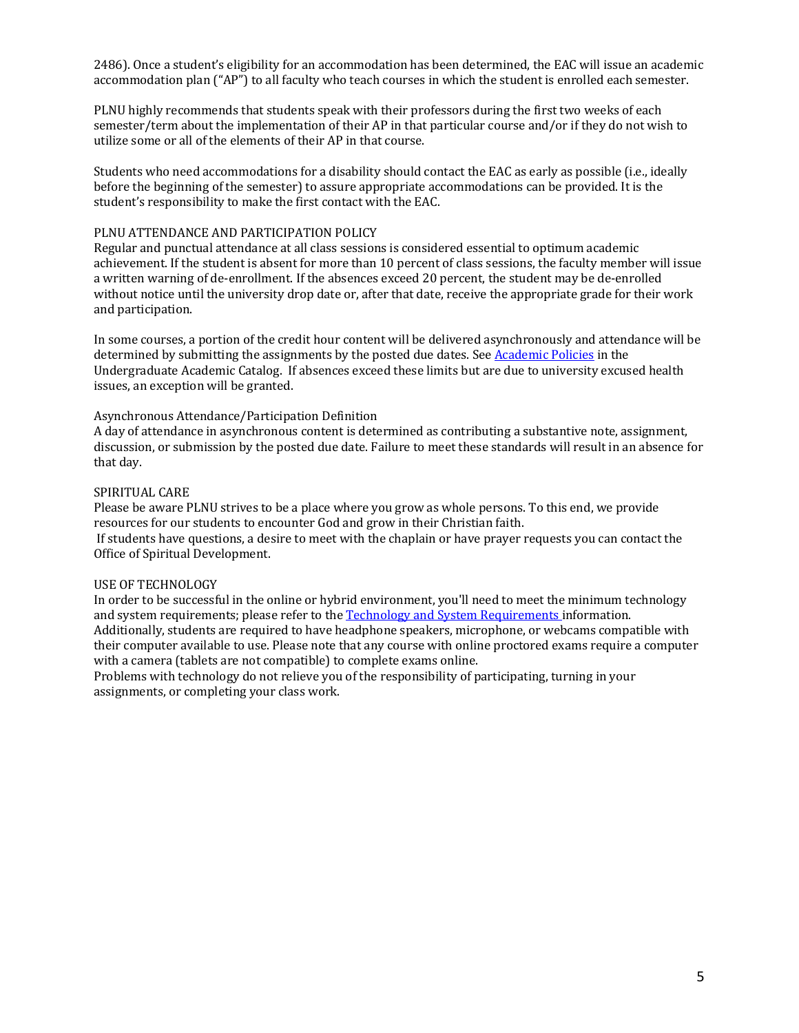2486). Once a student's eligibility for an accommodation has been determined, the EAC will issue an academic accommodation plan ("AP") to all faculty who teach courses in which the student is enrolled each semester.

PLNU highly recommends that students speak with their professors during the first two weeks of each semester/term about the implementation of their AP in that particular course and/or if they do not wish to utilize some or all of the elements of their AP in that course.

Students who need accommodations for a disability should contact the EAC as early as possible (i.e., ideally before the beginning of the semester) to assure appropriate accommodations can be provided. It is the student's responsibility to make the first contact with the EAC.

## PLNU ATTENDANCE AND PARTICIPATION POLICY

Regular and punctual attendance at all class sessions is considered essential to optimum academic achievement. If the student is absent for more than 10 percent of class sessions, the faculty member will issue a written warning of de-enrollment. If the absences exceed 20 percent, the student may be de-enrolled without notice until the university drop date or, after that date, receive the appropriate grade for their work and participation.

In some courses, a portion of the credit hour content will be delivered asynchronously and attendance will be determined by submitting the assignments by the posted due dates. See Academic Policies in the Undergraduate Academic Catalog. If absences exceed these limits but are due to university excused health issues, an exception will be granted.

### Asynchronous Attendance/Participation Definition

A day of attendance in asynchronous content is determined as contributing a substantive note, assignment, discussion, or submission by the posted due date. Failure to meet these standards will result in an absence for that day.

## SPIRITUAL CARE

Please be aware PLNU strives to be a place where you grow as whole persons. To this end, we provide resources for our students to encounter God and grow in their Christian faith.
If students have questions, a desire to meet with the chaplain or have prayer requests you can contact the Office of Spiritual Development.

## USE OF TECHNOLOGY

In order to be successful in the online or hybrid environment, you'll need to meet the minimum technology and system requirements; please refer to the Technology and System Requirements information. Additionally, students are required to have headphone speakers, microphone, or webcams compatible with their computer available to use. Please note that any course with online proctored exams require a computer with a camera (tablets are not compatible) to complete exams online.
Problems with technology do not relieve you of the responsibility of participating, turning in your assignments, or completing your class work.